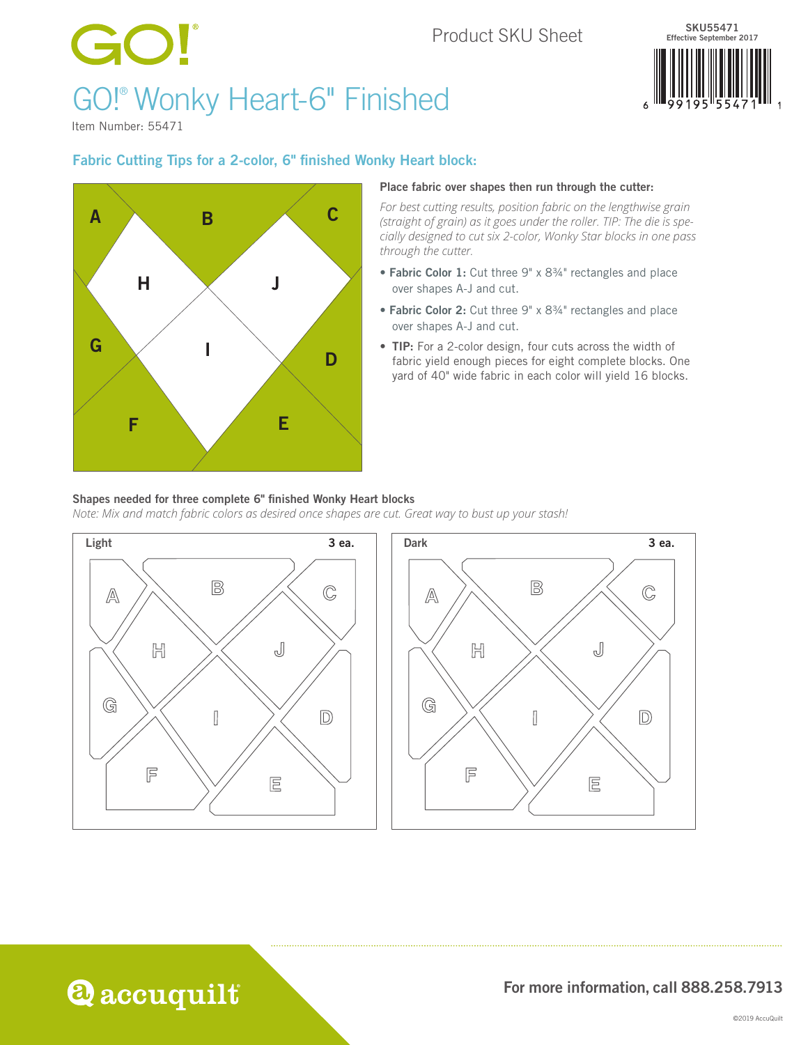GO!®

Product SKU Sheet

SKU55471
Effective September 2017

# GO!® Wonky Heart-6" Finished

Item Number: 55471

## Fabric Cutting Tips for a 2-color, 6" finished Wonky Heart block:

A B C H J G I D F E

**Place fabric over shapes then run through the cutter:**

*For best cutting results, position fabric on the lengthwise grain (straight of grain) as it goes under the roller. TIP: The die is specially designed to cut six 2-color, Wonky Star blocks in one pass through the cutter.*

- **Fabric Color 1:** Cut three 9" x 8¾" rectangles and place over shapes A-J and cut.
- **Fabric Color 2:** Cut three 9" x 8¾" rectangles and place over shapes A-J and cut.
- **TIP:** For a 2-color design, four cuts across the width of fabric yield enough pieces for eight complete blocks. One yard of 40" wide fabric in each color will yield 16 blocks.

**Shapes needed for three complete 6" finished Wonky Heart blocks**

*Note: Mix and match fabric colors as desired once shapes are cut. Great way to bust up your stash!*

Light — 3 ea.

A B C H J G I D F E

Dark — 3 ea.

A B C H J G I D F E

accuquilt®

For more information, call 888.258.7913

©2019 AccuQuilt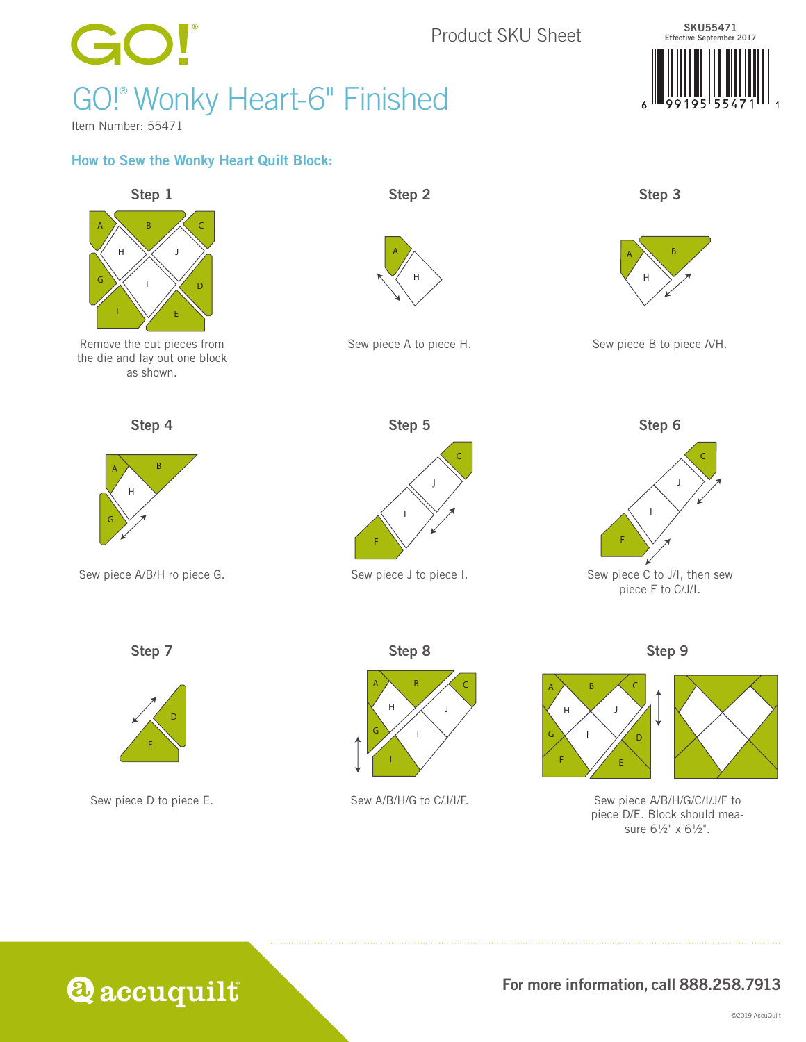GO!®

Product SKU Sheet

SKU55471
Effective September 2017

# GO!® Wonky Heart-6" Finished

Item Number: 55471

## How to Sew the Wonky Heart Quilt Block:

### Step 1

Remove the cut pieces from the die and lay out one block as shown.

### Step 2

Sew piece A to piece H.

### Step 3

Sew piece B to piece A/H.

### Step 4

Sew piece A/B/H ro piece G.

### Step 5

Sew piece J to piece I.

### Step 6

Sew piece C to J/I, then sew piece F to C/J/I.

### Step 7

Sew piece D to piece E.

### Step 8

Sew A/B/H/G to C/J/I/F.

### Step 9

Sew piece A/B/H/G/C/I/J/F to piece D/E. Block should measure 6½" x 6½".

accuquilt®

**For more information, call 888.258.7913**

©2019 AccuQuilt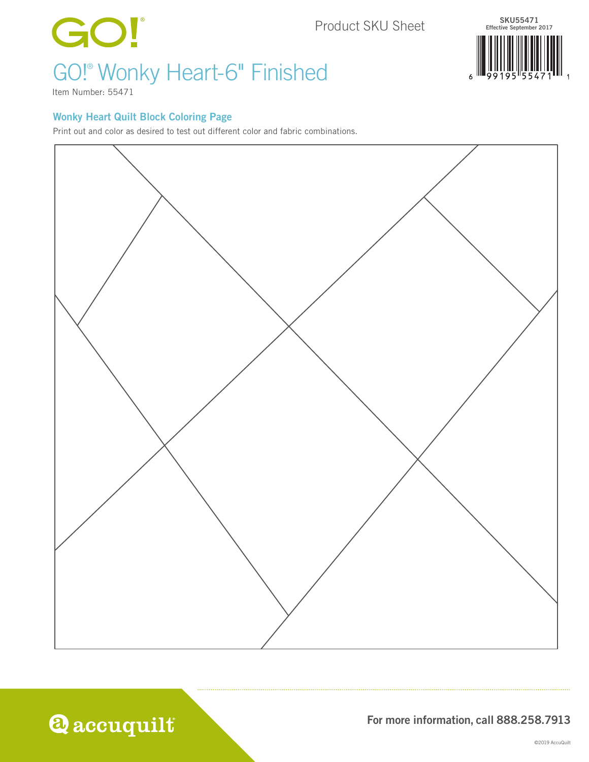# GO!® Wonky Heart-6" Finished

Product SKU Sheet

SKU55471
Effective September 2017

Item Number: 55471

## Wonky Heart Quilt Block Coloring Page

Print out and color as desired to test out different color and fabric combinations.

For more information, call 888.258.7913

©2019 AccuQuilt